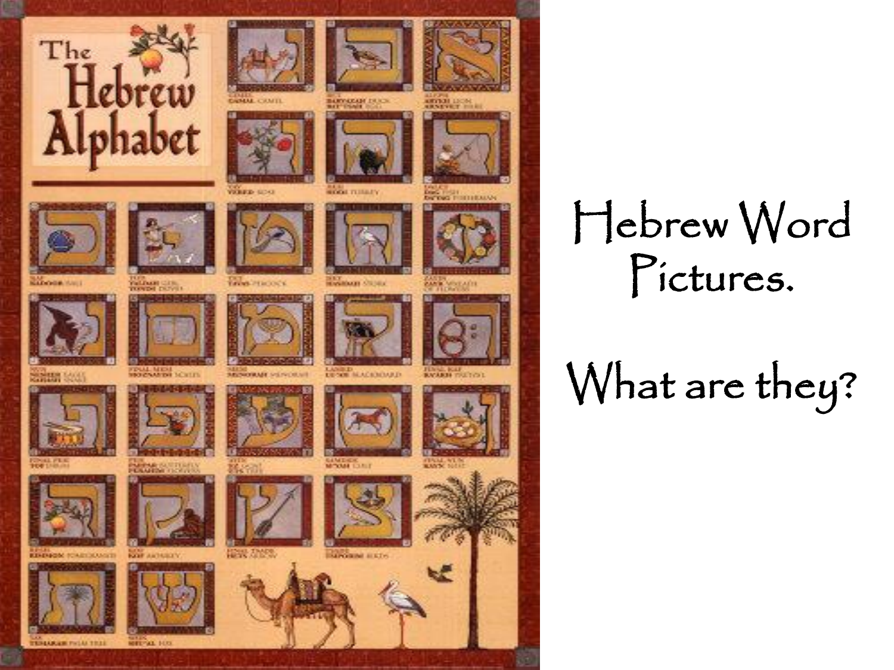# Hebrew Word Pictures.

# What are they?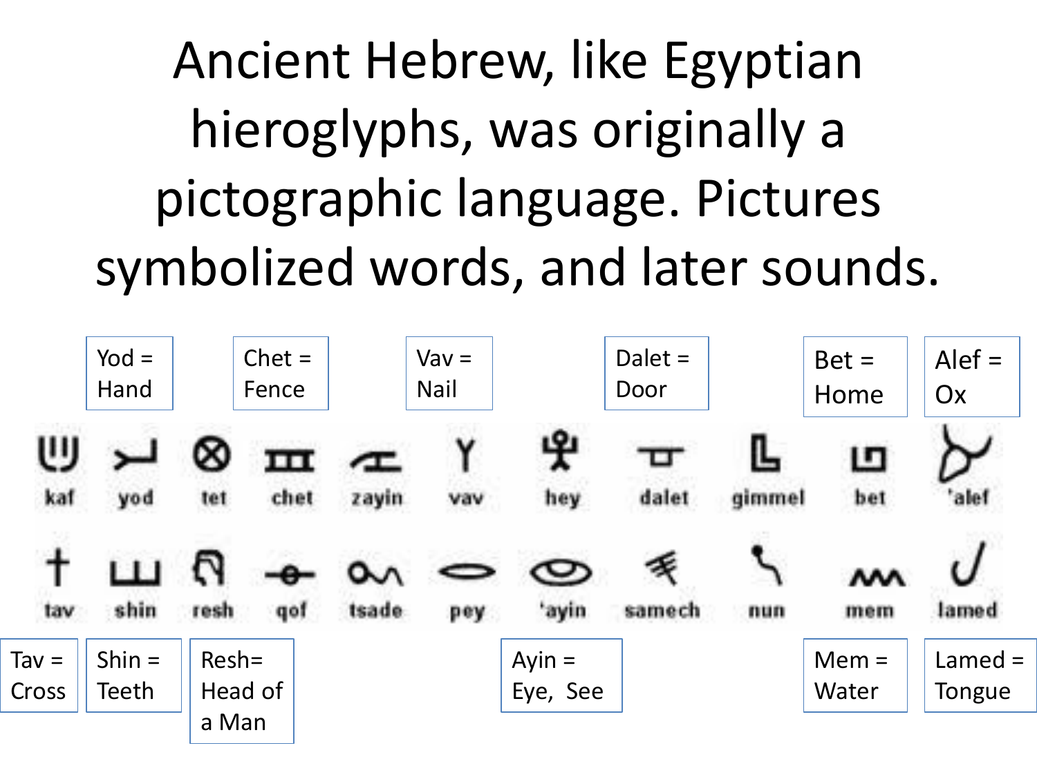# Ancient Hebrew, like Egyptian hieroglyphs, was originally a pictographic language. Pictures symbolized words, and later sounds.

Yod = Hand

Chet = Fence

Vav = Nail

Dalet = Door

Bet = Home

Alef = Ox

kaf, yod, tet, chet, zayin, vav, hey, dalet, gimmel, bet, 'alef

tav, shin, resh, qof, tsade, pey, 'ayin, samech, nun, mem, lamed

Tav = Cross

Shin = Teeth

Resh= Head of a Man

Ayin = Eye, See

Mem = Water

Lamed = Tongue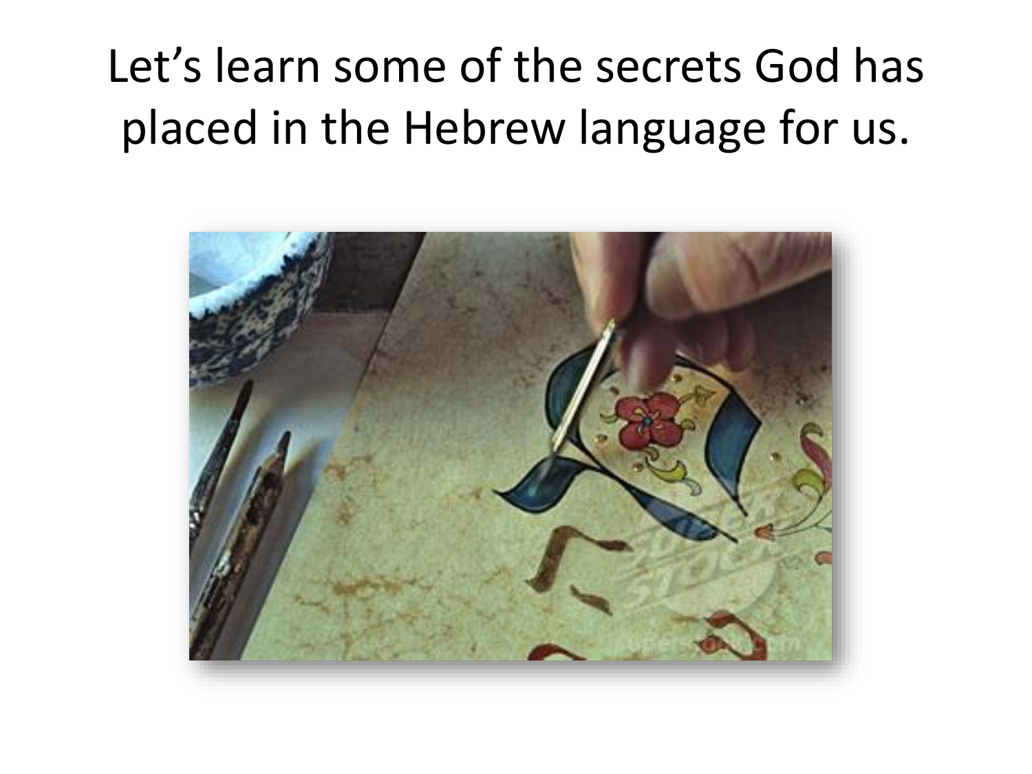Let's learn some of the secrets God has placed in the Hebrew language for us.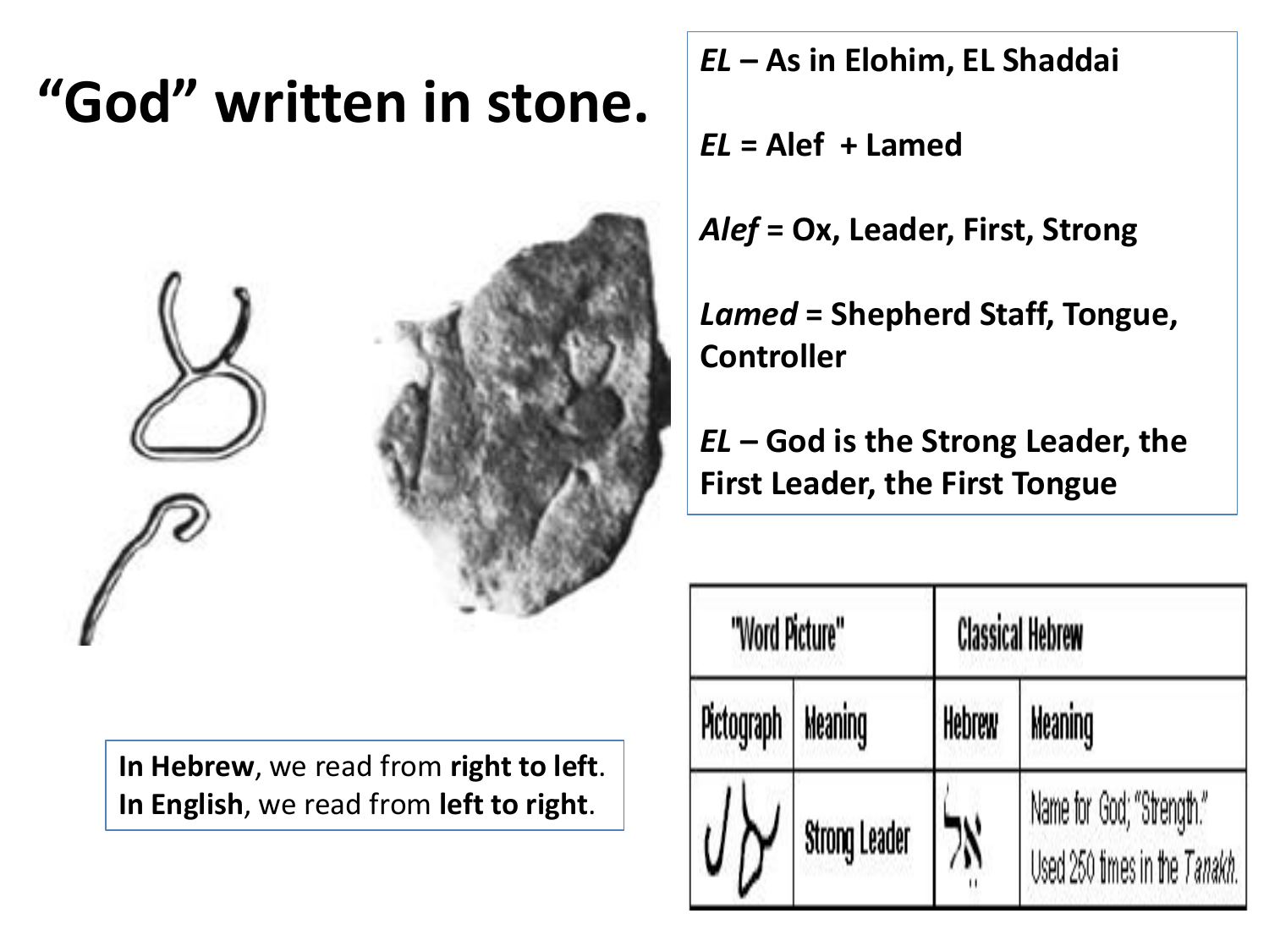# "God" written in stone.

*EL* – As in Elohim, EL Shaddai

*EL* = Alef + Lamed

*Alef* = Ox, Leader, First, Strong

*Lamed* = Shepherd Staff, Tongue, Controller

*EL* – God is the Strong Leader, the First Leader, the First Tongue

**In Hebrew**, we read from **right to left**.
**In English**, we read from **left to right**.

| "Word Picture" | | Classical Hebrew | |
|---|---|---|---|
| Pictograph | Meaning | Hebrew | Meaning |
| | Strong Leader | אֵל | Name for God; "Strength." Used 250 times in the *Tanakh*. |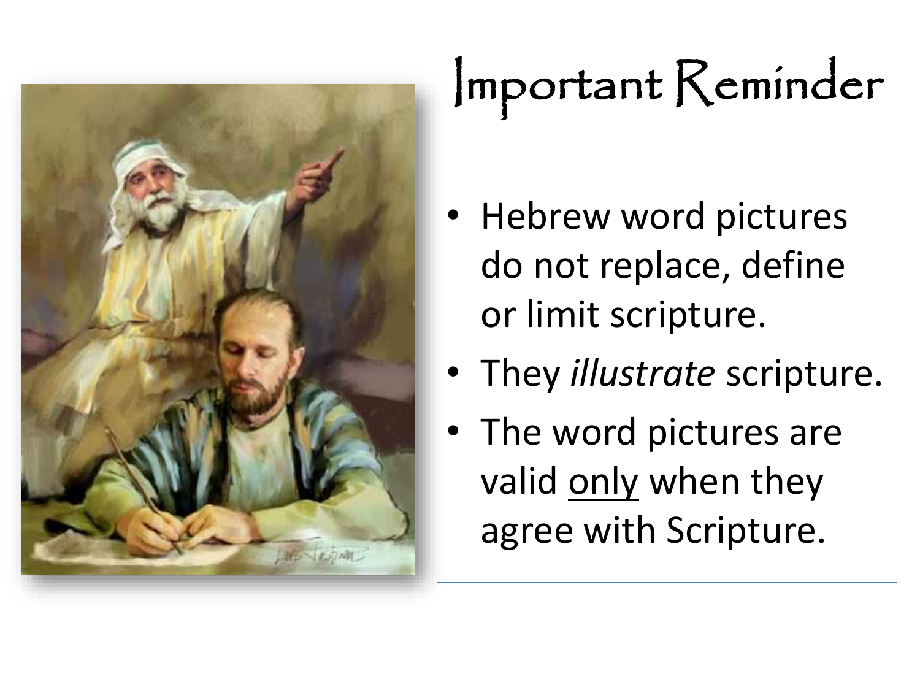# Important Reminder

- Hebrew word pictures do not replace, define or limit scripture.
- They *illustrate* scripture.
- The word pictures are valid <u>only</u> when they agree with Scripture.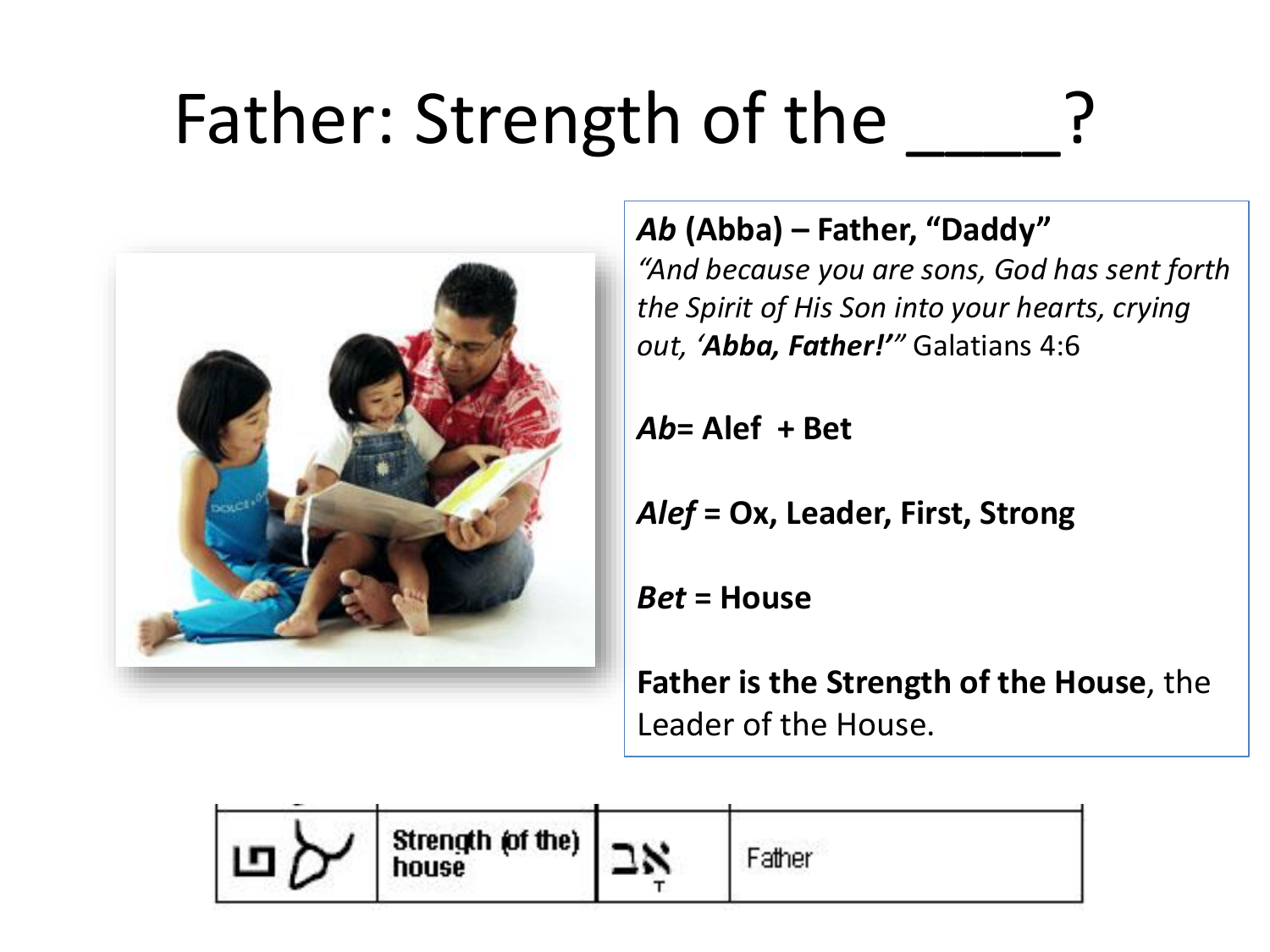# Father: Strength of the ____?

***Ab* (Abba) – Father, "Daddy"**
*"And because you are sons, God has sent forth the Spirit of His Son into your hearts, crying out, '**Abba, Father!**'"* Galatians 4:6

***Ab*= Alef + Bet**

***Alef* = Ox, Leader, First, Strong**

***Bet* = House**

**Father is the Strength of the House**, the Leader of the House.

| | | | |
|---|---|---|---|
| 𐤁𐤀 | Strength (of the) house | אָב | Father |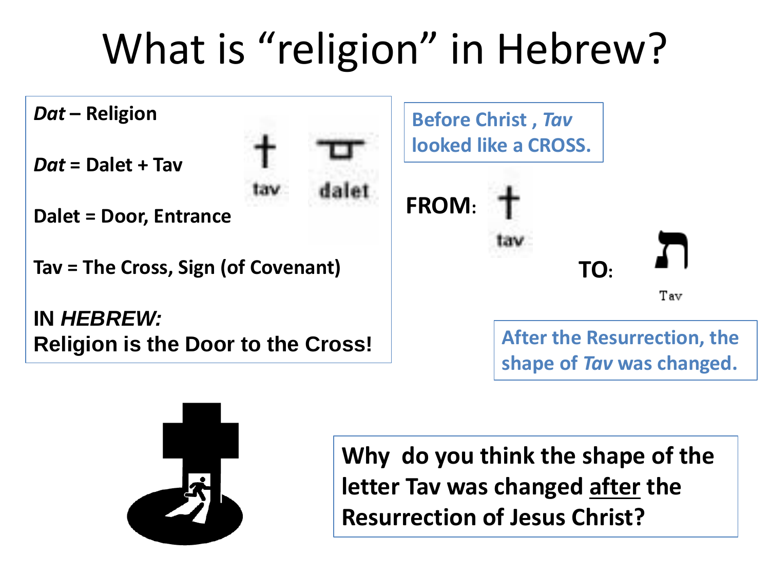# What is "religion" in Hebrew?

*Dat* – Religion

*Dat* = Dalet + Tav

Dalet = Door, Entrance

Tav = The Cross, Sign (of Covenant)

**IN *HEBREW:***
**Religion is the Door to the Cross!**

tav dalet

Before Christ , *Tav* looked like a CROSS.

**FROM:** tav

**TO:** ת Tav

After the Resurrection, the shape of *Tav* was changed.

**Why do you think the shape of the letter Tav was changed after the Resurrection of Jesus Christ?**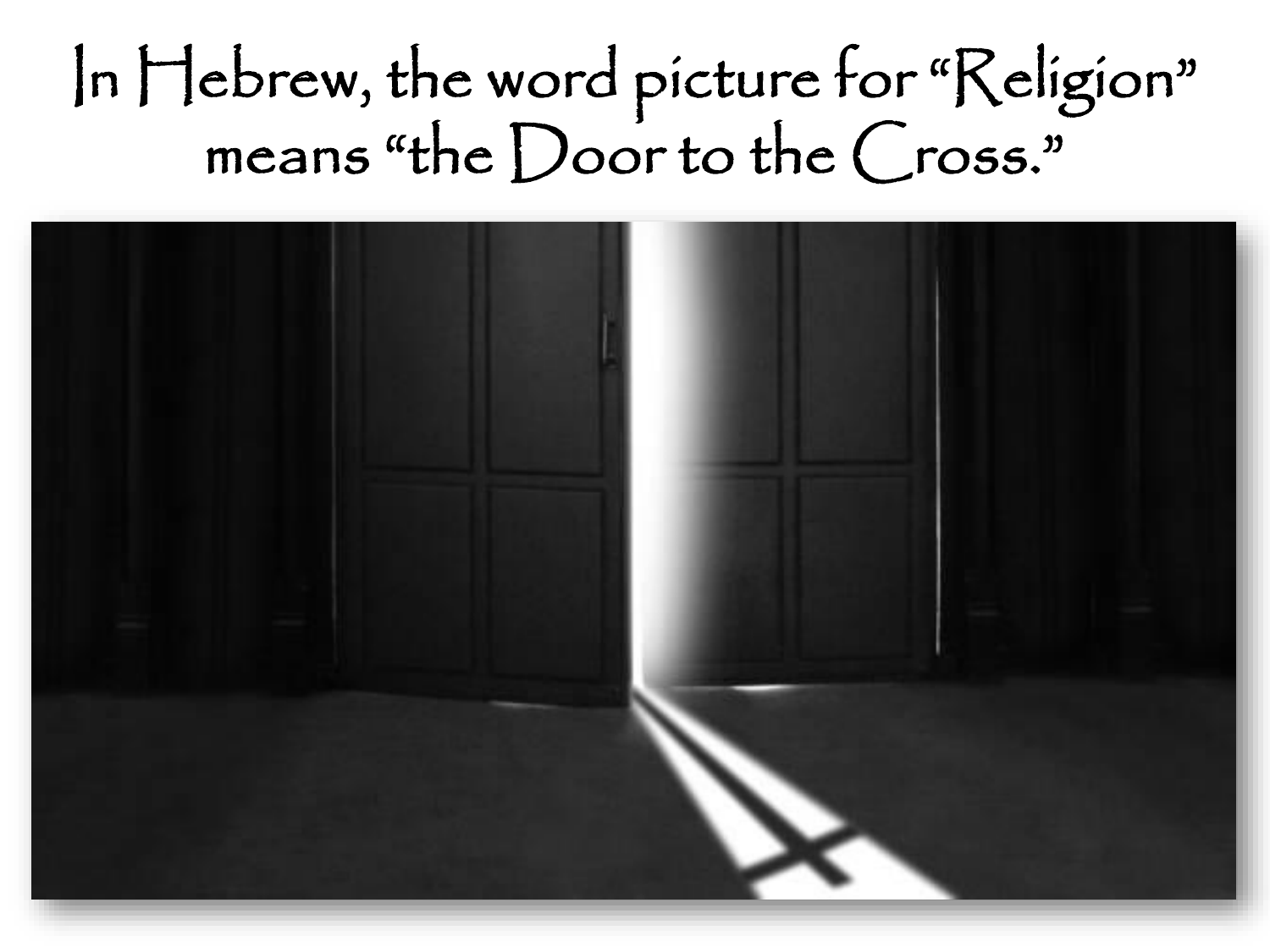In Hebrew, the word picture for "Religion" means "the Door to the Cross."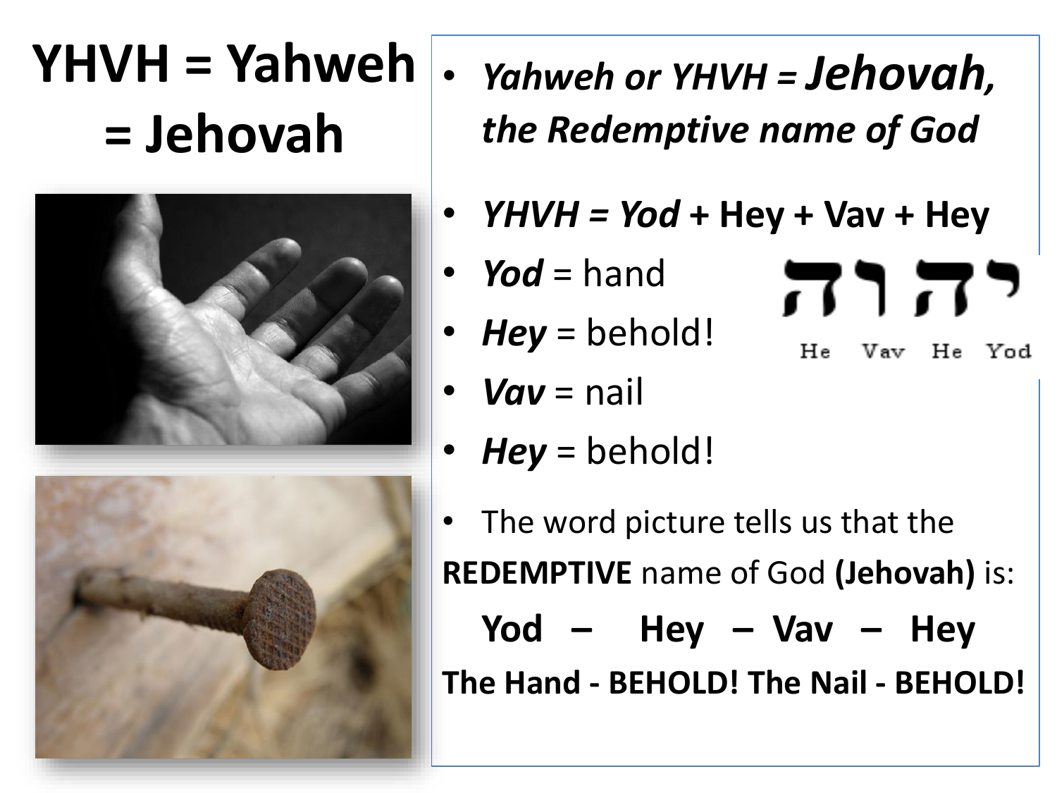# YHVH = Yahweh = Jehovah

- *Yahweh or YHVH =* ***Jehovah****, the Redemptive name of God*
- ***YHVH = Yod* + Hey + Vav + Hey**
- ***Yod*** = hand
- ***Hey*** = behold!
- ***Vav*** = nail
- ***Hey*** = behold!

יהוה

He Vav He Yod

- The word picture tells us that the **REDEMPTIVE** name of God **(Jehovah)** is:

**Yod – Hey – Vav – Hey**

**The Hand - BEHOLD! The Nail - BEHOLD!**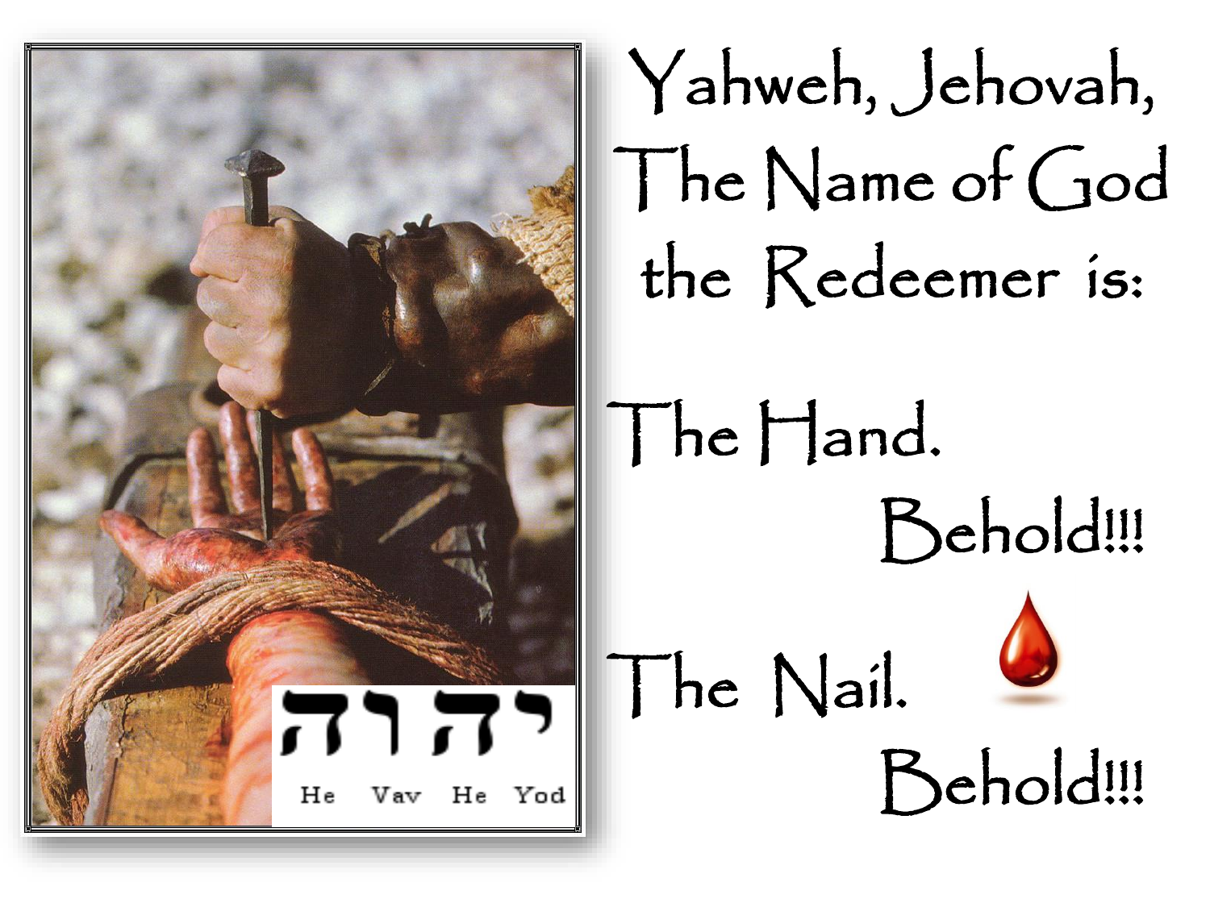Yahweh, Jehovah,
The Name of God
the Redeemer is:

The Hand.

Behold!!!

The Nail.

Behold!!!

יהוה

He Vav He Yod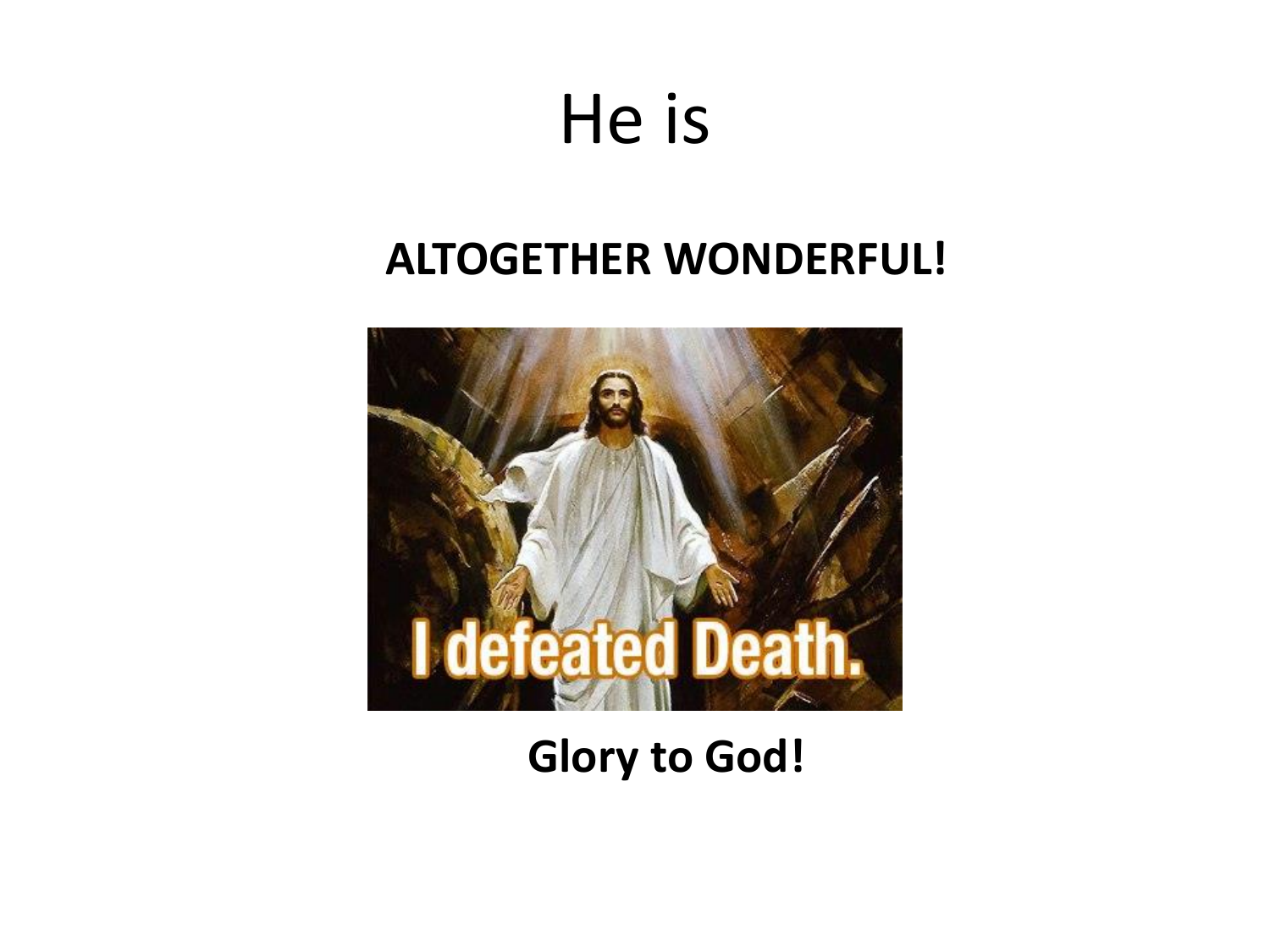# He is

**ALTOGETHER WONDERFUL!**

I defeated Death.

**Glory to God!**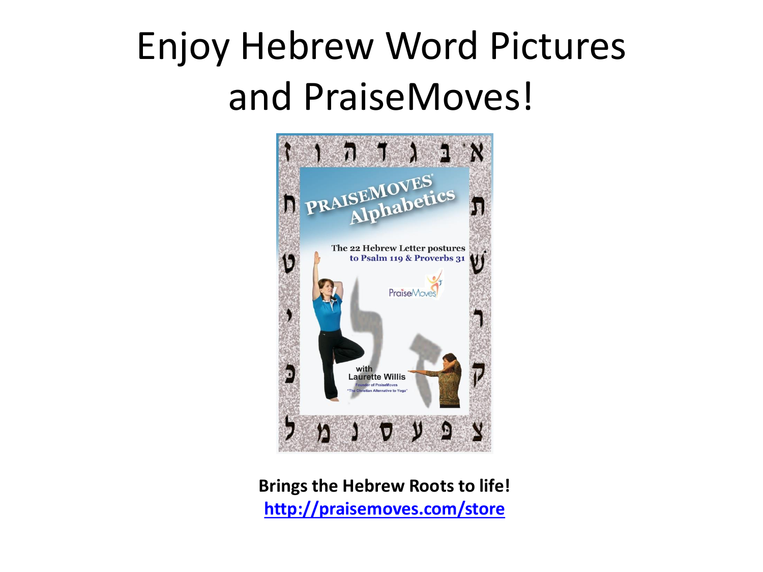# Enjoy Hebrew Word Pictures and PraiseMoves!

**Brings the Hebrew Roots to life!**
**http://praisemoves.com/store**